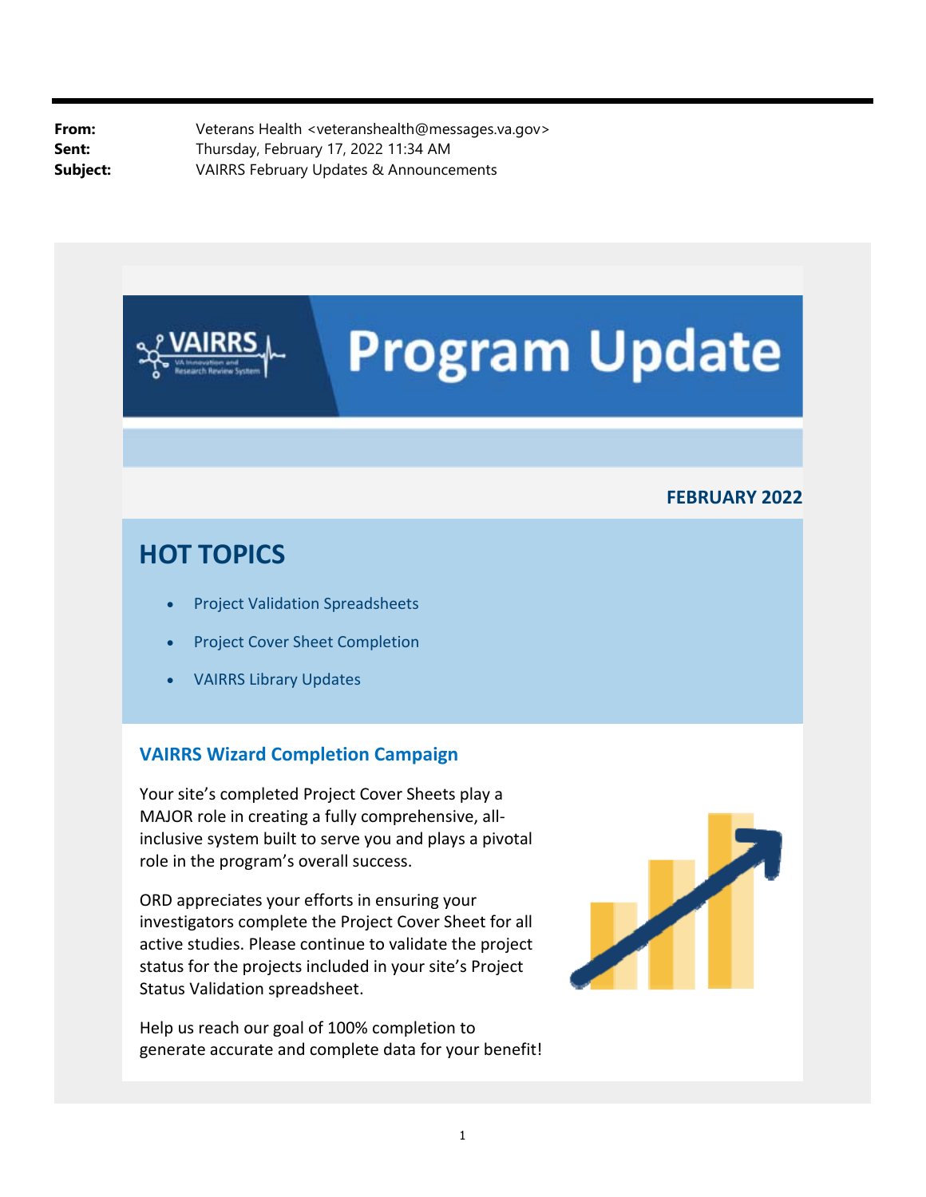**From:** Veterans Health <veteranshealth@messages.va.gov>
**Sent:** Thursday, February 17, 2022 11:34 AM
**Subject:** VAIRRS February Updates & Announcements

# Program Update

**FEBRUARY 2022**

## HOT TOPICS

- Project Validation Spreadsheets
- Project Cover Sheet Completion
- VAIRRS Library Updates

### VAIRRS Wizard Completion Campaign

Your site's completed Project Cover Sheets play a MAJOR role in creating a fully comprehensive, all-inclusive system built to serve you and plays a pivotal role in the program's overall success.

ORD appreciates your efforts in ensuring your investigators complete the Project Cover Sheet for all active studies. Please continue to validate the project status for the projects included in your site's Project Status Validation spreadsheet.

Help us reach our goal of 100% completion to generate accurate and complete data for your benefit!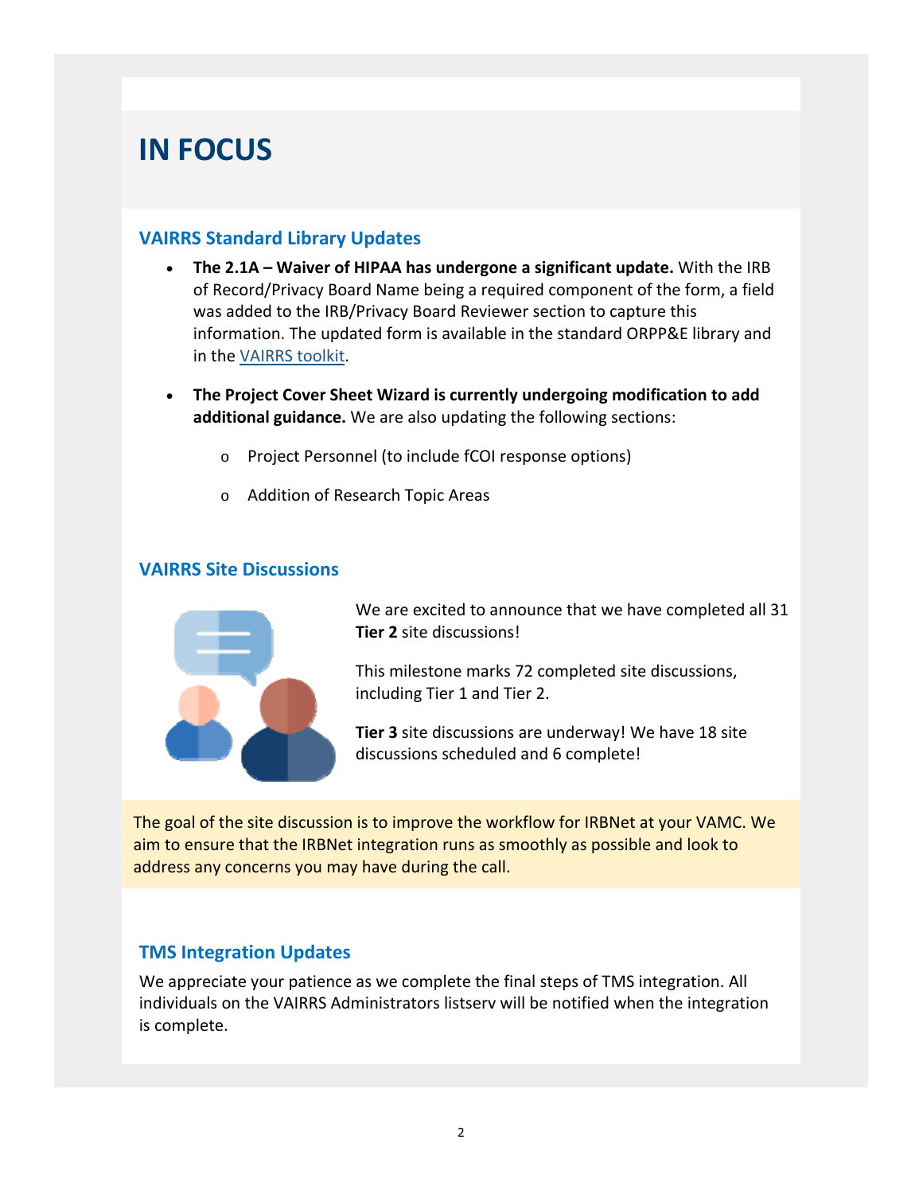# IN FOCUS

## VAIRRS Standard Library Updates

- **The 2.1A – Waiver of HIPAA has undergone a significant update.** With the IRB of Record/Privacy Board Name being a required component of the form, a field was added to the IRB/Privacy Board Reviewer section to capture this information. The updated form is available in the standard ORPP&E library and in the VAIRRS toolkit.

- **The Project Cover Sheet Wizard is currently undergoing modification to add additional guidance.** We are also updating the following sections:
  - Project Personnel (to include fCOI response options)
  - Addition of Research Topic Areas

## VAIRRS Site Discussions

We are excited to announce that we have completed all 31 **Tier 2** site discussions!

This milestone marks 72 completed site discussions, including Tier 1 and Tier 2.

**Tier 3** site discussions are underway! We have 18 site discussions scheduled and 6 complete!

The goal of the site discussion is to improve the workflow for IRBNet at your VAMC. We aim to ensure that the IRBNet integration runs as smoothly as possible and look to address any concerns you may have during the call.

## TMS Integration Updates

We appreciate your patience as we complete the final steps of TMS integration. All individuals on the VAIRRS Administrators listserv will be notified when the integration is complete.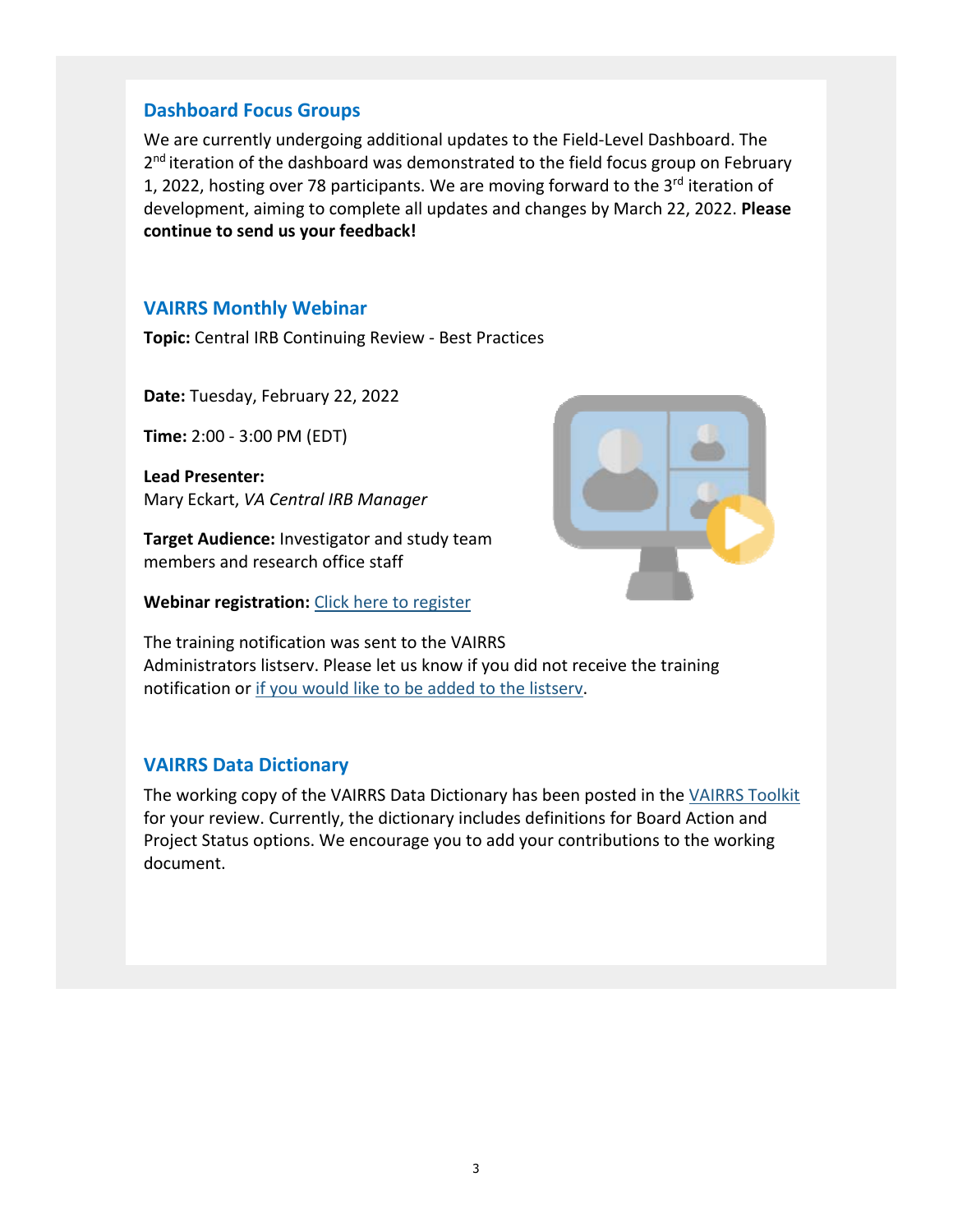## Dashboard Focus Groups

We are currently undergoing additional updates to the Field-Level Dashboard. The 2nd iteration of the dashboard was demonstrated to the field focus group on February 1, 2022, hosting over 78 participants. We are moving forward to the 3rd iteration of development, aiming to complete all updates and changes by March 22, 2022. **Please continue to send us your feedback!**

## VAIRRS Monthly Webinar

**Topic:** Central IRB Continuing Review - Best Practices

**Date:** Tuesday, February 22, 2022

**Time:** 2:00 - 3:00 PM (EDT)

**Lead Presenter:**
Mary Eckart, *VA Central IRB Manager*

**Target Audience:** Investigator and study team members and research office staff

**Webinar registration:** Click here to register

The training notification was sent to the VAIRRS Administrators listserv. Please let us know if you did not receive the training notification or if you would like to be added to the listserv.

## VAIRRS Data Dictionary

The working copy of the VAIRRS Data Dictionary has been posted in the VAIRRS Toolkit for your review. Currently, the dictionary includes definitions for Board Action and Project Status options. We encourage you to add your contributions to the working document.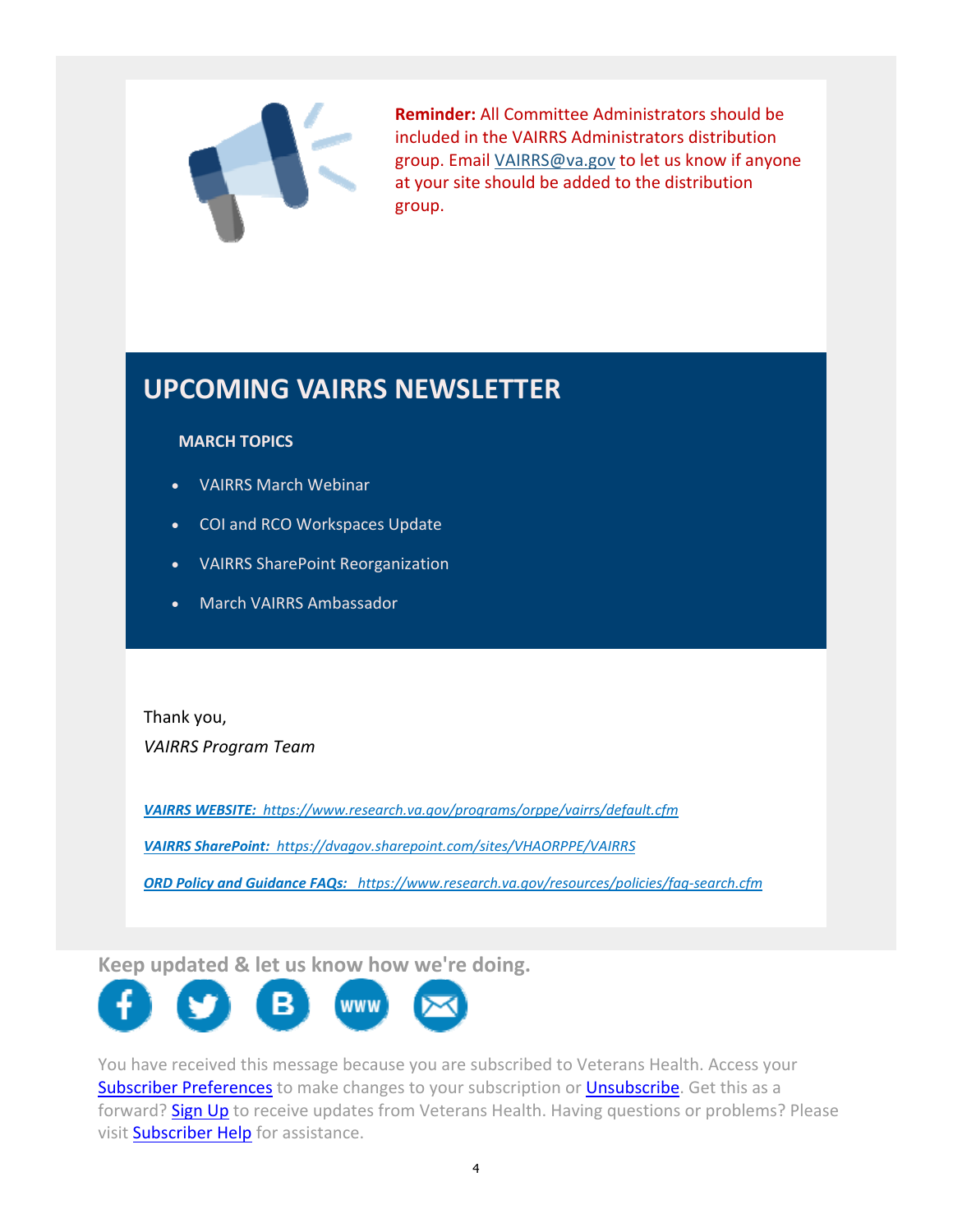**Reminder:** All Committee Administrators should be included in the VAIRRS Administrators distribution group. Email VAIRRS@va.gov to let us know if anyone at your site should be added to the distribution group.

# UPCOMING VAIRRS NEWSLETTER

**MARCH TOPICS**

- VAIRRS March Webinar
- COI and RCO Workspaces Update
- VAIRRS SharePoint Reorganization
- March VAIRRS Ambassador

Thank you,

*VAIRRS Program Team*

***VAIRRS WEBSITE:*** *https://www.research.va.gov/programs/orppe/vairrs/default.cfm*

***VAIRRS SharePoint:*** *https://dvagov.sharepoint.com/sites/VHAORPPE/VAIRRS*

***ORD Policy and Guidance FAQs:*** *https://www.research.va.gov/resources/policies/faq-search.cfm*

**Keep updated & let us know how we're doing.**

You have received this message because you are subscribed to Veterans Health. Access your Subscriber Preferences to make changes to your subscription or Unsubscribe. Get this as a forward? Sign Up to receive updates from Veterans Health. Having questions or problems? Please visit Subscriber Help for assistance.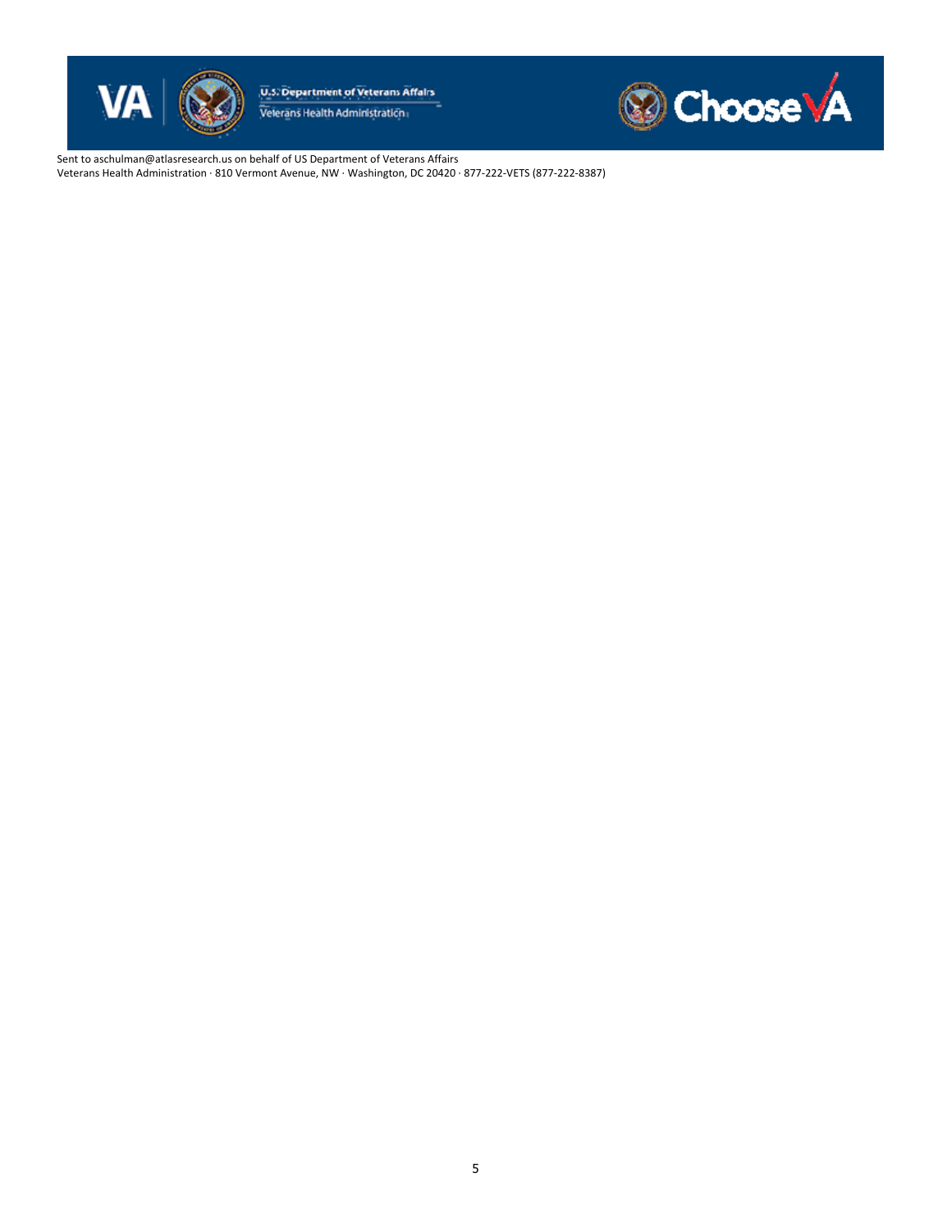Sent to aschulman@atlasresearch.us on behalf of US Department of Veterans Affairs
Veterans Health Administration · 810 Vermont Avenue, NW · Washington, DC 20420 · 877-222-VETS (877-222-8387)